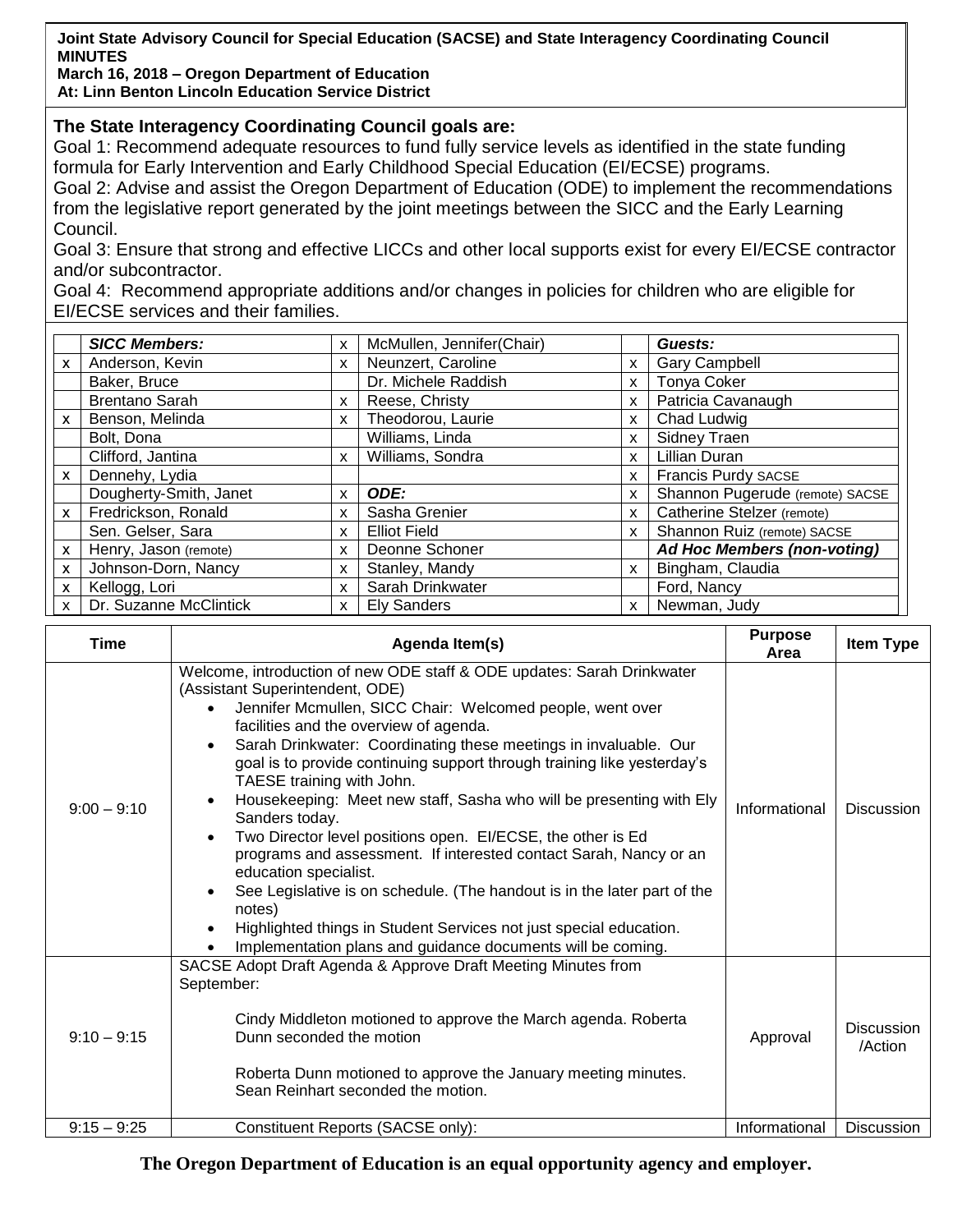**Joint State Advisory Council for Special Education (SACSE) and State Interagency Coordinating Council MINUTES**
**March 16, 2018 – Oregon Department of Education**
**At: Linn Benton Lincoln Education Service District**

**The State Interagency Coordinating Council goals are:**

Goal 1: Recommend adequate resources to fund fully service levels as identified in the state funding formula for Early Intervention and Early Childhood Special Education (EI/ECSE) programs.

Goal 2: Advise and assist the Oregon Department of Education (ODE) to implement the recommendations from the legislative report generated by the joint meetings between the SICC and the Early Learning Council.

Goal 3: Ensure that strong and effective LICCs and other local supports exist for every EI/ECSE contractor and/or subcontractor.

Goal 4: Recommend appropriate additions and/or changes in policies for children who are eligible for EI/ECSE services and their families.

| | ***SICC Members:*** | x | McMullen, Jennifer(Chair) | | ***Guests:*** |
|---|---|---|---|---|---|
| x | Anderson, Kevin | x | Neunzert, Caroline | x | Gary Campbell |
| | Baker, Bruce | | Dr. Michele Raddish | x | Tonya Coker |
| | Brentano Sarah | x | Reese, Christy | x | Patricia Cavanaugh |
| x | Benson, Melinda | x | Theodorou, Laurie | x | Chad Ludwig |
| | Bolt, Dona | | Williams, Linda | x | Sidney Traen |
| | Clifford, Jantina | x | Williams, Sondra | x | Lillian Duran |
| x | Dennehy, Lydia | | | x | Francis Purdy SACSE |
| | Dougherty-Smith, Janet | x | ***ODE:*** | x | Shannon Pugerude (remote) SACSE |
| x | Fredrickson, Ronald | x | Sasha Grenier | x | Catherine Stelzer (remote) |
| | Sen. Gelser, Sara | x | Elliot Field | x | Shannon Ruiz (remote) SACSE |
| x | Henry, Jason (remote) | x | Deonne Schoner | | ***Ad Hoc Members (non-voting)*** |
| x | Johnson-Dorn, Nancy | x | Stanley, Mandy | x | Bingham, Claudia |
| x | Kellogg, Lori | x | Sarah Drinkwater | | Ford, Nancy |
| x | Dr. Suzanne McClintick | x | Ely Sanders | x | Newman, Judy |

| Time | Agenda Item(s) | Purpose Area | Item Type |
|---|---|---|---|
| 9:00 – 9:10 | Welcome, introduction of new ODE staff & ODE updates: Sarah Drinkwater (Assistant Superintendent, ODE)<br>• Jennifer Mcmullen, SICC Chair: Welcomed people, went over facilities and the overview of agenda.<br>• Sarah Drinkwater: Coordinating these meetings in invaluable. Our goal is to provide continuing support through training like yesterday's TAESE training with John.<br>• Housekeeping: Meet new staff, Sasha who will be presenting with Ely Sanders today.<br>• Two Director level positions open. EI/ECSE, the other is Ed programs and assessment. If interested contact Sarah, Nancy or an education specialist.<br>• See Legislative is on schedule. (The handout is in the later part of the notes)<br>• Highlighted things in Student Services not just special education.<br>• Implementation plans and guidance documents will be coming. | Informational | Discussion |
| 9:10 – 9:15 | SACSE Adopt Draft Agenda & Approve Draft Meeting Minutes from September:<br><br>Cindy Middleton motioned to approve the March agenda. Roberta Dunn seconded the motion<br><br>Roberta Dunn motioned to approve the January meeting minutes. Sean Reinhart seconded the motion. | Approval | Discussion /Action |
| 9:15 – 9:25 | Constituent Reports (SACSE only): | Informational | Discussion |

**The Oregon Department of Education is an equal opportunity agency and employer.**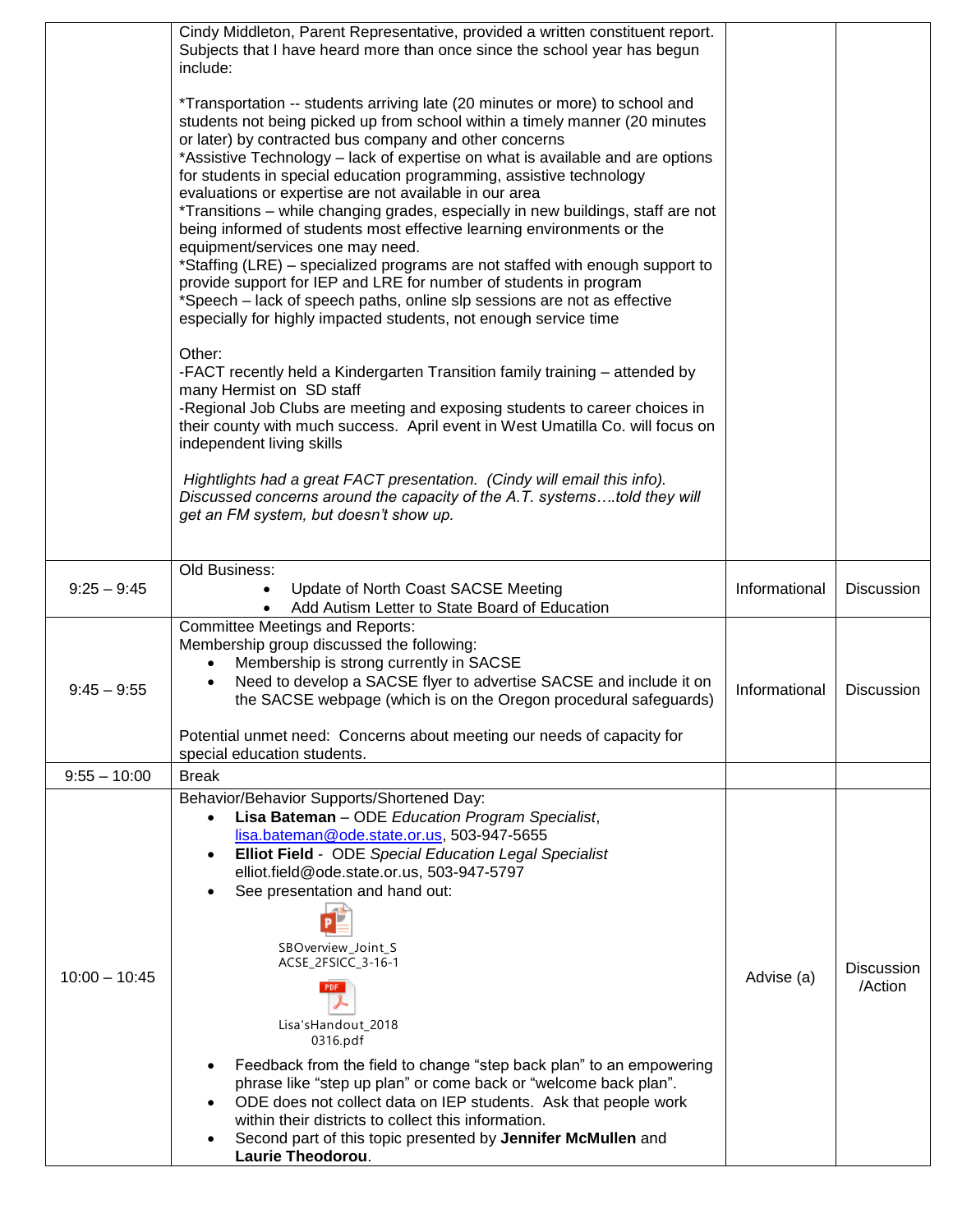| | | | |
|---|---|---|---|
| | Cindy Middleton, Parent Representative, provided a written constituent report. Subjects that I have heard more than once since the school year has begun include:<br><br>*Transportation -- students arriving late (20 minutes or more) to school and students not being picked up from school within a timely manner (20 minutes or later) by contracted bus company and other concerns<br>*Assistive Technology – lack of expertise on what is available and are options for students in special education programming, assistive technology evaluations or expertise are not available in our area<br>*Transitions – while changing grades, especially in new buildings, staff are not being informed of students most effective learning environments or the equipment/services one may need.<br>*Staffing (LRE) – specialized programs are not staffed with enough support to provide support for IEP and LRE for number of students in program<br>*Speech – lack of speech paths, online slp sessions are not as effective especially for highly impacted students, not enough service time<br><br>Other:<br>-FACT recently held a Kindergarten Transition family training – attended by many Hermist on SD staff<br>-Regional Job Clubs are meeting and exposing students to career choices in their county with much success. April event in West Umatilla Co. will focus on independent living skills<br><br>*Hightlights had a great FACT presentation. (Cindy will email this info). Discussed concerns around the capacity of the A.T. systems….told they will get an FM system, but doesn't show up.* | | |
| 9:25 – 9:45 | Old Business:<br>• Update of North Coast SACSE Meeting<br>• Add Autism Letter to State Board of Education | Informational | Discussion |
| 9:45 – 9:55 | Committee Meetings and Reports:<br>Membership group discussed the following:<br>• Membership is strong currently in SACSE<br>• Need to develop a SACSE flyer to advertise SACSE and include it on the SACSE webpage (which is on the Oregon procedural safeguards)<br><br>Potential unmet need: Concerns about meeting our needs of capacity for special education students. | Informational | Discussion |
| 9:55 – 10:00 | Break | | |
| 10:00 – 10:45 | Behavior/Behavior Supports/Shortened Day:<br>• **Lisa Bateman** – ODE *Education Program Specialist*, lisa.bateman@ode.state.or.us, 503-947-5655<br>• **Elliot Field** - ODE *Special Education Legal Specialist* elliot.field@ode.state.or.us, 503-947-5797<br>• See presentation and hand out:<br>SBOverview_Joint_SACSE_2FSICC_3-16-1<br>Lisa'sHandout_20180316.pdf<br>• Feedback from the field to change "step back plan" to an empowering phrase like "step up plan" or come back or "welcome back plan".<br>• ODE does not collect data on IEP students. Ask that people work within their districts to collect this information.<br>• Second part of this topic presented by **Jennifer McMullen** and **Laurie Theodorou**. | Advise (a) | Discussion /Action |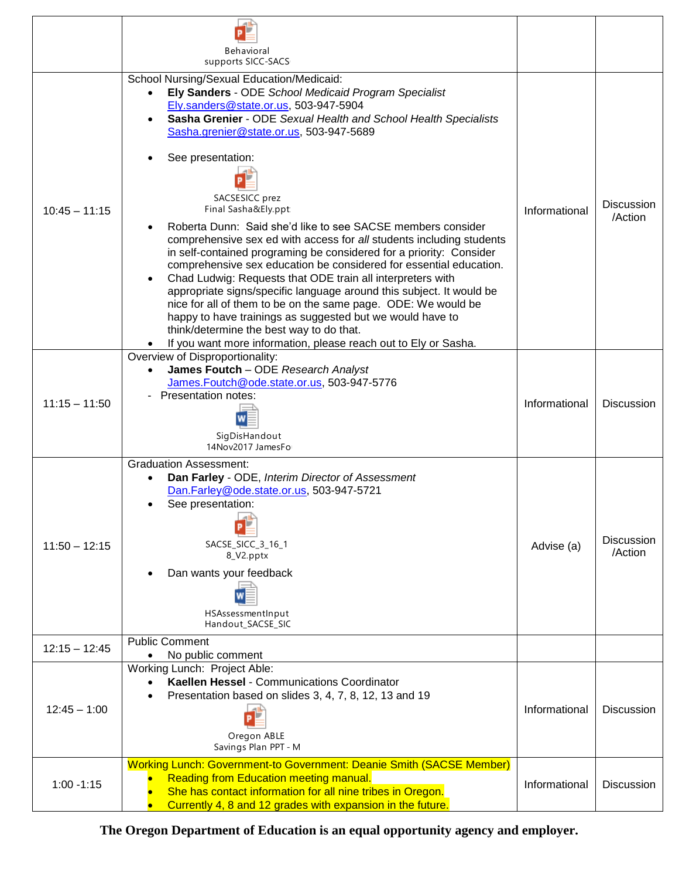| | | | |
|---|---|---|---|
| | Behavioral supports SICC-SACS | | |
| 10:45 – 11:15 | School Nursing/Sexual Education/Medicaid:<br>• **Ely Sanders** - ODE *School Medicaid Program Specialist* Ely.sanders@state.or.us, 503-947-5904<br>• **Sasha Grenier** - ODE *Sexual Health and School Health Specialists* Sasha.grenier@state.or.us, 503-947-5689<br>• See presentation:<br>SACSESICC prez Final Sasha&Ely.ppt<br>• Roberta Dunn: Said she'd like to see SACSE members consider comprehensive sex ed with access for *all* students including students in self-contained programing be considered for a priority: Consider comprehensive sex education be considered for essential education.<br>• Chad Ludwig: Requests that ODE train all interpreters with appropriate signs/specific language around this subject. It would be nice for all of them to be on the same page. ODE: We would be happy to have trainings as suggested but we would have to think/determine the best way to do that.<br>• If you want more information, please reach out to Ely or Sasha. | Informational | Discussion /Action |
| 11:15 – 11:50 | Overview of Disproportionality:<br>• **James Foutch** – ODE *Research Analyst* James.Foutch@ode.state.or.us, 503-947-5776<br>- Presentation notes:<br>SigDisHandout 14Nov2017 JamesFo | Informational | Discussion |
| 11:50 – 12:15 | Graduation Assessment:<br>• **Dan Farley** - ODE, *Interim Director of Assessment* Dan.Farley@ode.state.or.us, 503-947-5721<br>• See presentation:<br>SACSE_SICC_3_16_18_V2.pptx<br>• Dan wants your feedback<br>HSAssessmentInput Handout_SACSE_SIC | Advise (a) | Discussion /Action |
| 12:15 – 12:45 | Public Comment<br>• No public comment | | |
| 12:45 – 1:00 | Working Lunch: Project Able:<br>• **Kaellen Hessel** - Communications Coordinator<br>• Presentation based on slides 3, 4, 7, 8, 12, 13 and 19<br>Oregon ABLE Savings Plan PPT - M | Informational | Discussion |
| 1:00 -1:15 | Working Lunch: Government-to Government: Deanie Smith (SACSE Member)<br>• Reading from Education meeting manual.<br>• She has contact information for all nine tribes in Oregon.<br>• Currently 4, 8 and 12 grades with expansion in the future. | Informational | Discussion |

**The Oregon Department of Education is an equal opportunity agency and employer.**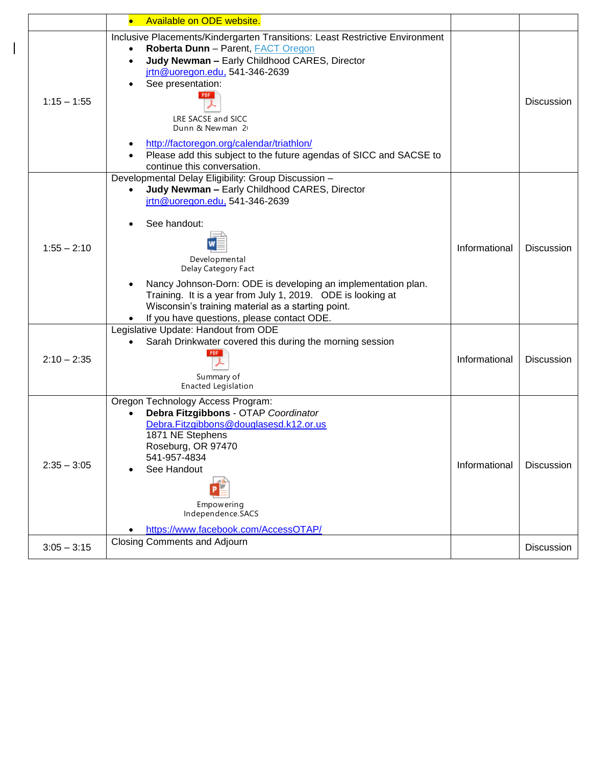| | | | |
|---|---|---|---|
| | • Available on ODE website. | | |
| 1:15 – 1:55 | Inclusive Placements/Kindergarten Transitions: Least Restrictive Environment<br>• **Roberta Dunn** – Parent, FACT Oregon<br>• **Judy Newman –** Early Childhood CARES, Director jrtn@uoregon.edu, 541-346-2639<br>• See presentation:<br>LRE SACSE and SICC Dunn & Newman 2(<br>• http://factoregon.org/calendar/triathlon/<br>• Please add this subject to the future agendas of SICC and SACSE to continue this conversation. | | Discussion |
| 1:55 – 2:10 | Developmental Delay Eligibility: Group Discussion –<br>• **Judy Newman –** Early Childhood CARES, Director jrtn@uoregon.edu, 541-346-2639<br>• See handout:<br>Developmental Delay Category Fact<br>• Nancy Johnson-Dorn: ODE is developing an implementation plan. Training. It is a year from July 1, 2019. ODE is looking at Wisconsin's training material as a starting point.<br>• If you have questions, please contact ODE. | Informational | Discussion |
| 2:10 – 2:35 | Legislative Update: Handout from ODE<br>• Sarah Drinkwater covered this during the morning session<br>Summary of Enacted Legislation | Informational | Discussion |
| 2:35 – 3:05 | Oregon Technology Access Program:<br>• **Debra Fitzgibbons** - OTAP *Coordinator*<br>Debra.Fitzgibbons@douglasesd.k12.or.us<br>1871 NE Stephens<br>Roseburg, OR 97470<br>541-957-4834<br>• See Handout<br>Empowering Independence.SACS<br>• https://www.facebook.com/AccessOTAP/ | Informational | Discussion |
| 3:05 – 3:15 | Closing Comments and Adjourn | | Discussion |